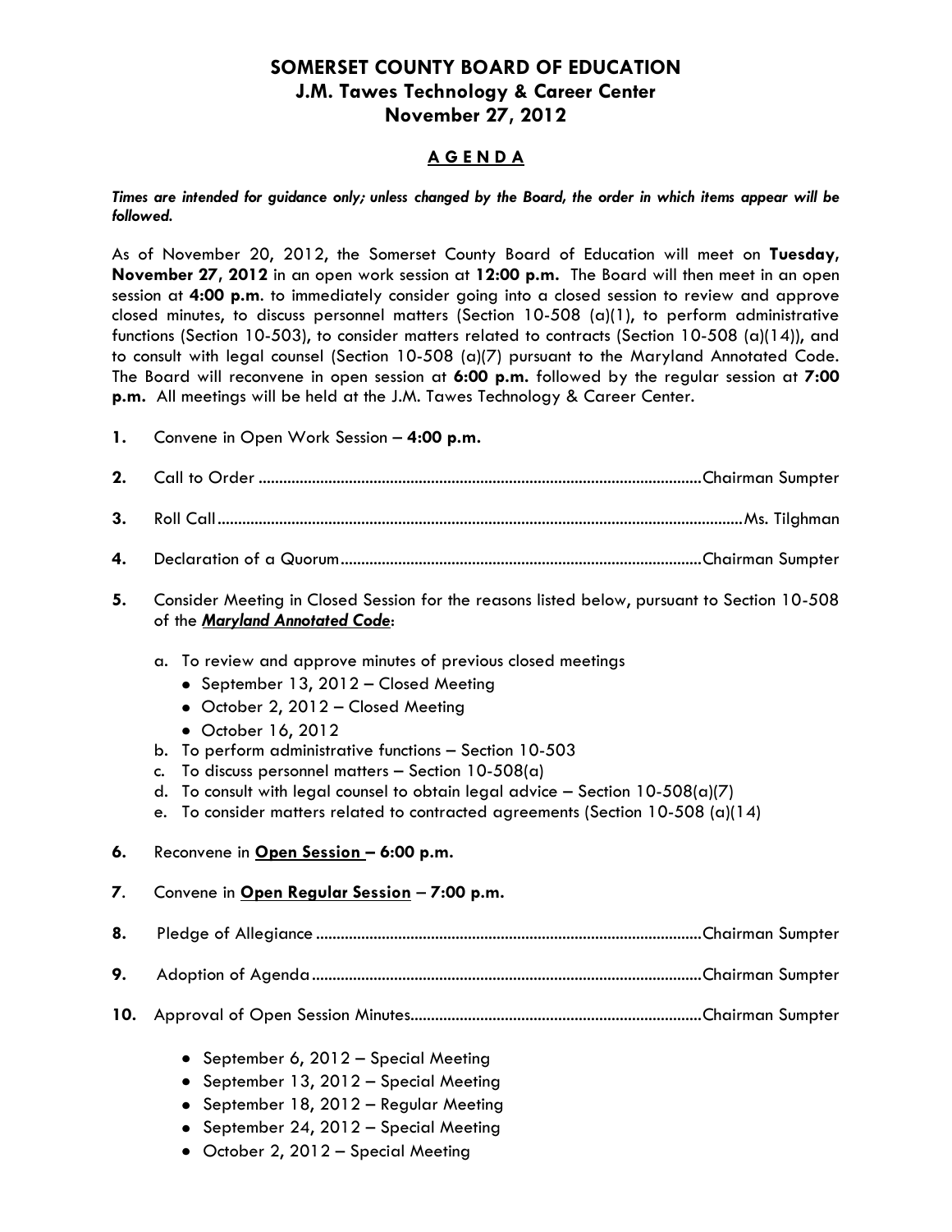# SOMERSET COUNTY BOARD OF EDUCATION
## J.M. Tawes Technology & Career Center
## November 27, 2012

### A G E N D A

***Times are intended for guidance only; unless changed by the Board, the order in which items appear will be followed.***

As of November 20, 2012, the Somerset County Board of Education will meet on **Tuesday, November 27, 2012** in an open work session at **12:00 p.m.** The Board will then meet in an open session at **4:00 p.m.** to immediately consider going into a closed session to review and approve closed minutes, to discuss personnel matters (Section 10-508 (a)(1), to perform administrative functions (Section 10-503), to consider matters related to contracts (Section 10-508 (a)(14)), and to consult with legal counsel (Section 10-508 (a)(7) pursuant to the Maryland Annotated Code. The Board will reconvene in open session at **6:00 p.m.** followed by the regular session at **7:00 p.m.** All meetings will be held at the J.M. Tawes Technology & Career Center.

**1.** Convene in Open Work Session – **4:00 p.m.**

**2.** Call to Order .......................................................................................................... Chairman Sumpter

**3.** Roll Call .......................................................................................................................... Ms. Tilghman

**4.** Declaration of a Quorum ....................................................................................... Chairman Sumpter

**5.** Consider Meeting in Closed Session for the reasons listed below, pursuant to Section 10-508 of the ***<u>Maryland Annotated Code</u>*:**

   a. To review and approve minutes of previous closed meetings
      - September 13, 2012 – Closed Meeting
      - October 2, 2012 – Closed Meeting
      - October 16, 2012
   b. To perform administrative functions – Section 10-503
   c. To discuss personnel matters – Section 10-508(a)
   d. To consult with legal counsel to obtain legal advice – Section 10-508(a)(7)
   e. To consider matters related to contracted agreements (Section 10-508 (a)(14)

**6.** Reconvene in **<u>Open Session</u> – 6:00 p.m.**

**7**. Convene in **<u>Open Regular Session</u>** – **7:00 p.m.**

**8.** Pledge of Allegiance ............................................................................................ Chairman Sumpter

**9.** Adoption of Agenda .............................................................................................. Chairman Sumpter

**10.** Approval of Open Session Minutes ....................................................................... Chairman Sumpter

   - September 6, 2012 – Special Meeting
   - September 13, 2012 – Special Meeting
   - September 18, 2012 – Regular Meeting
   - September 24, 2012 – Special Meeting
   - October 2, 2012 – Special Meeting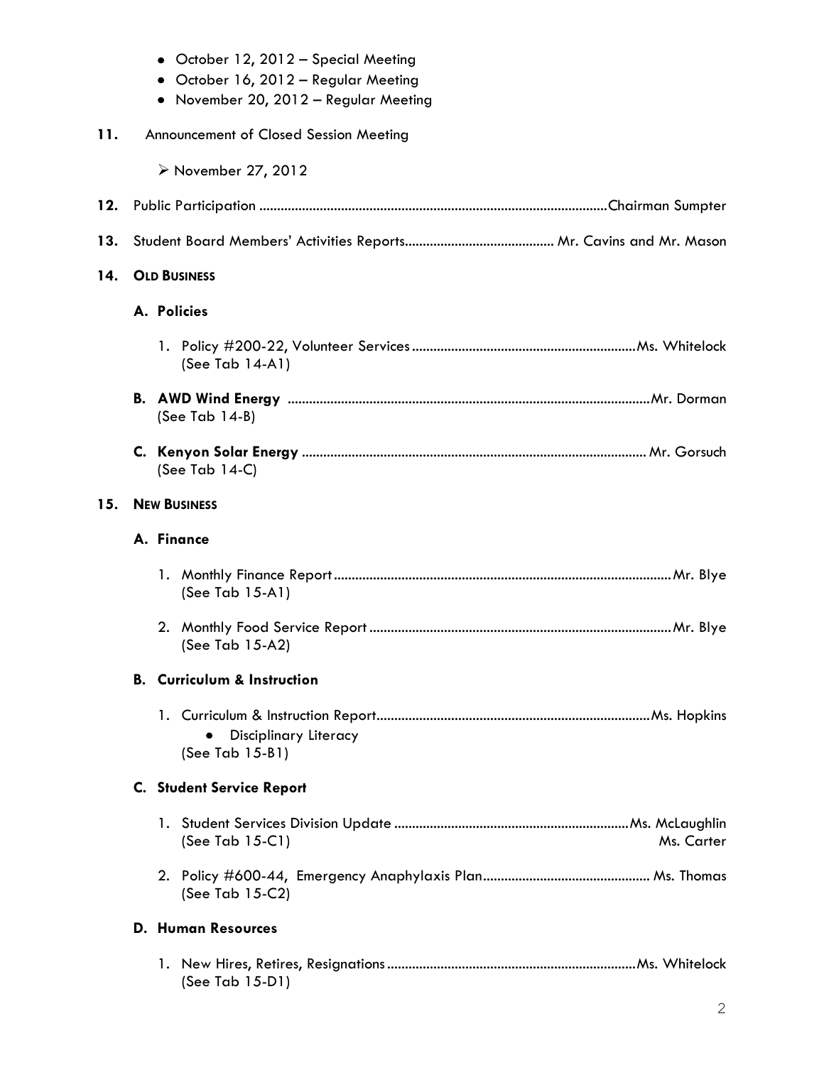- October 12, 2012 – Special Meeting
- October 16, 2012 – Regular Meeting
- November 20, 2012 – Regular Meeting

**11.** Announcement of Closed Session Meeting

- November 27, 2012

**12.** Public Participation ................................................................................................Chairman Sumpter

**13.** Student Board Members' Activities Reports.......................................... Mr. Cavins and Mr. Mason

**14. OLD BUSINESS**

**A. Policies**

1. Policy #200-22, Volunteer Services ..............................................................Ms. Whitelock
   (See Tab 14-A1)

**B. AWD Wind Energy** ....................................................................................................Mr. Dorman
(See Tab 14-B)

**C. Kenyon Solar Energy** ............................................................................................... Mr. Gorsuch
(See Tab 14-C)

**15. NEW BUSINESS**

**A. Finance**

1. Monthly Finance Report .............................................................................................Mr. Blye
   (See Tab 15-A1)
2. Monthly Food Service Report ...................................................................................Mr. Blye
   (See Tab 15-A2)

**B. Curriculum & Instruction**

1. Curriculum & Instruction Report............................................................................Ms. Hopkins
   - Disciplinary Literacy

   (See Tab 15-B1)

**C. Student Service Report**

1. Student Services Division Update .................................................................Ms. McLaughlin
   (See Tab 15-C1) Ms. Carter
2. Policy #600-44, Emergency Anaphylaxis Plan.............................................. Ms. Thomas
   (See Tab 15-C2)

**D. Human Resources**

1. New Hires, Retires, Resignations .....................................................................Ms. Whitelock
   (See Tab 15-D1)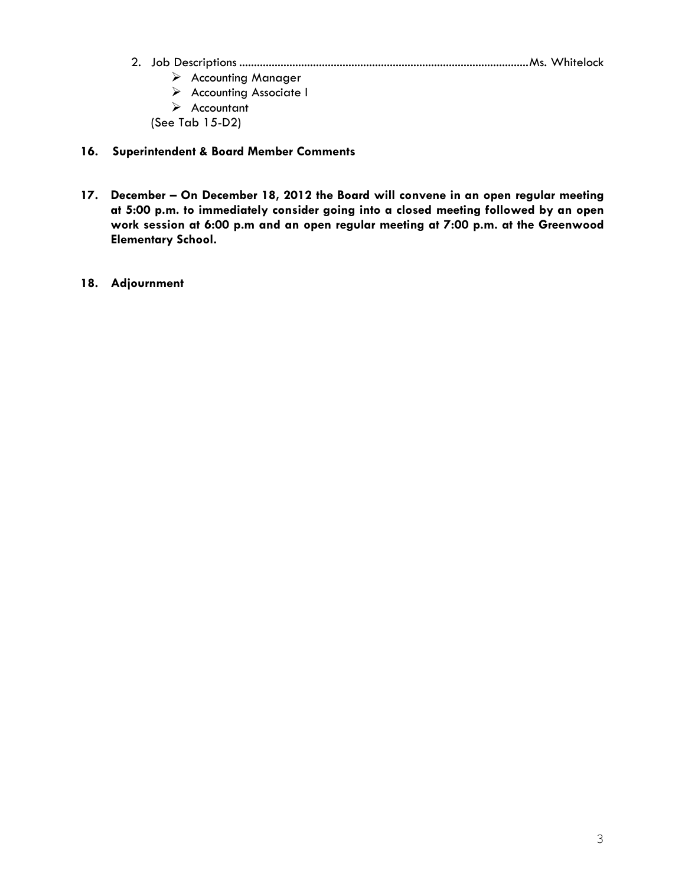2. Job Descriptions ..................................................................................................Ms. Whitelock
    - Accounting Manager
    - Accounting Associate I
    - Accountant

    (See Tab 15-D2)

**16. Superintendent & Board Member Comments**

**17. December – On December 18, 2012 the Board will convene in an open regular meeting at 5:00 p.m. to immediately consider going into a closed meeting followed by an open work session at 6:00 p.m and an open regular meeting at 7:00 p.m. at the Greenwood Elementary School.**

**18. Adjournment**